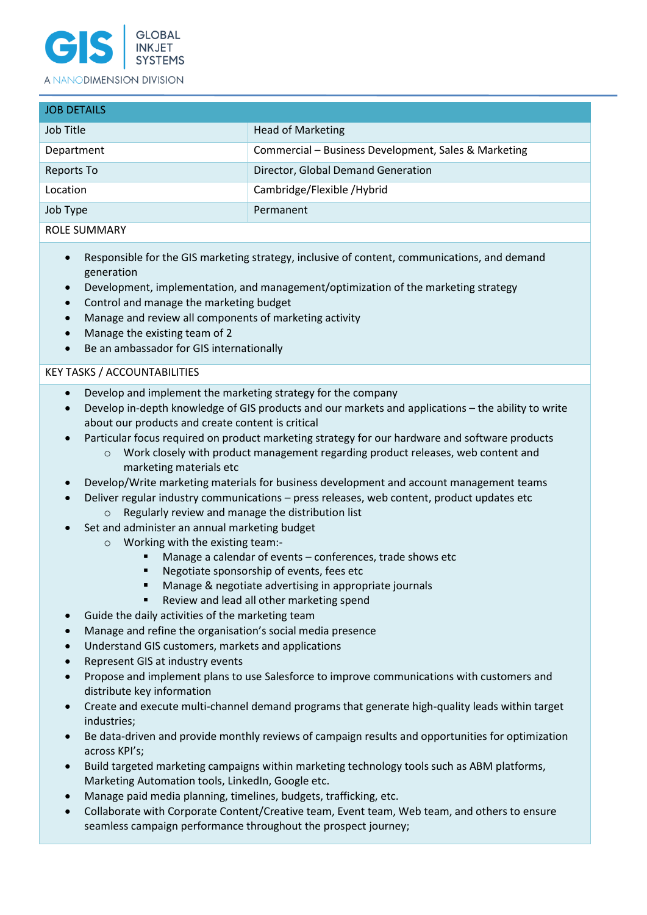GIS | GLOBAL INKJET SYSTEMS

A NANODIMENSION DIVISION

| JOB DETAILS | |
|---|---|
| Job Title | Head of Marketing |
| Department | Commercial – Business Development, Sales & Marketing |
| Reports To | Director, Global Demand Generation |
| Location | Cambridge/Flexible /Hybrid |
| Job Type | Permanent |

## ROLE SUMMARY

- Responsible for the GIS marketing strategy, inclusive of content, communications, and demand generation
- Development, implementation, and management/optimization of the marketing strategy
- Control and manage the marketing budget
- Manage and review all components of marketing activity
- Manage the existing team of 2
- Be an ambassador for GIS internationally

## KEY TASKS / ACCOUNTABILITIES

- Develop and implement the marketing strategy for the company
- Develop in-depth knowledge of GIS products and our markets and applications – the ability to write about our products and create content is critical
- Particular focus required on product marketing strategy for our hardware and software products
    - Work closely with product management regarding product releases, web content and marketing materials etc
- Develop/Write marketing materials for business development and account management teams
- Deliver regular industry communications – press releases, web content, product updates etc
    - Regularly review and manage the distribution list
- Set and administer an annual marketing budget
    - Working with the existing team:-
        - Manage a calendar of events – conferences, trade shows etc
        - Negotiate sponsorship of events, fees etc
        - Manage & negotiate advertising in appropriate journals
        - Review and lead all other marketing spend
- Guide the daily activities of the marketing team
- Manage and refine the organisation's social media presence
- Understand GIS customers, markets and applications
- Represent GIS at industry events
- Propose and implement plans to use Salesforce to improve communications with customers and distribute key information
- Create and execute multi-channel demand programs that generate high-quality leads within target industries;
- Be data-driven and provide monthly reviews of campaign results and opportunities for optimization across KPI's;
- Build targeted marketing campaigns within marketing technology tools such as ABM platforms, Marketing Automation tools, LinkedIn, Google etc.
- Manage paid media planning, timelines, budgets, trafficking, etc.
- Collaborate with Corporate Content/Creative team, Event team, Web team, and others to ensure seamless campaign performance throughout the prospect journey;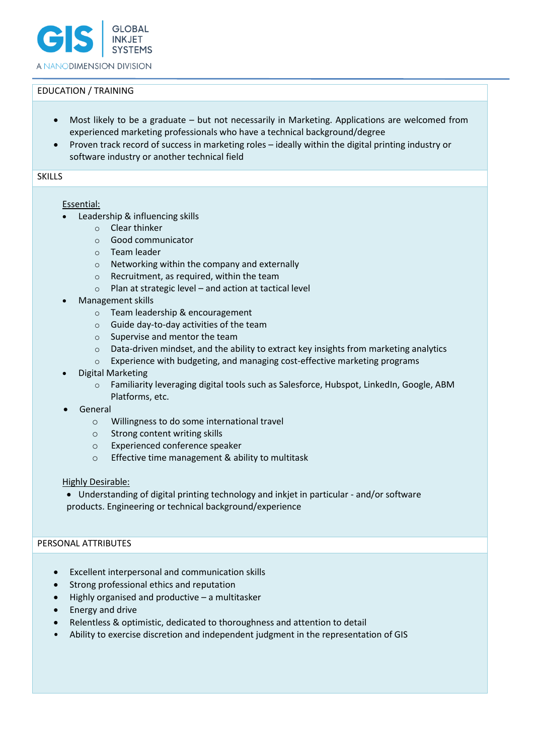## EDUCATION / TRAINING

- Most likely to be a graduate – but not necessarily in Marketing. Applications are welcomed from experienced marketing professionals who have a technical background/degree
- Proven track record of success in marketing roles – ideally within the digital printing industry or software industry or another technical field

## SKILLS

Essential:

- Leadership & influencing skills
  - Clear thinker
  - Good communicator
  - Team leader
  - Networking within the company and externally
  - Recruitment, as required, within the team
  - Plan at strategic level – and action at tactical level
- Management skills
  - Team leadership & encouragement
  - Guide day-to-day activities of the team
  - Supervise and mentor the team
  - Data-driven mindset, and the ability to extract key insights from marketing analytics
  - Experience with budgeting, and managing cost-effective marketing programs
- Digital Marketing
  - Familiarity leveraging digital tools such as Salesforce, Hubspot, LinkedIn, Google, ABM Platforms, etc.
- General
  - Willingness to do some international travel
  - Strong content writing skills
  - Experienced conference speaker
  - Effective time management & ability to multitask

Highly Desirable:

- Understanding of digital printing technology and inkjet in particular - and/or software products. Engineering or technical background/experience

## PERSONAL ATTRIBUTES

- Excellent interpersonal and communication skills
- Strong professional ethics and reputation
- Highly organised and productive – a multitasker
- Energy and drive
- Relentless & optimistic, dedicated to thoroughness and attention to detail
- Ability to exercise discretion and independent judgment in the representation of GIS